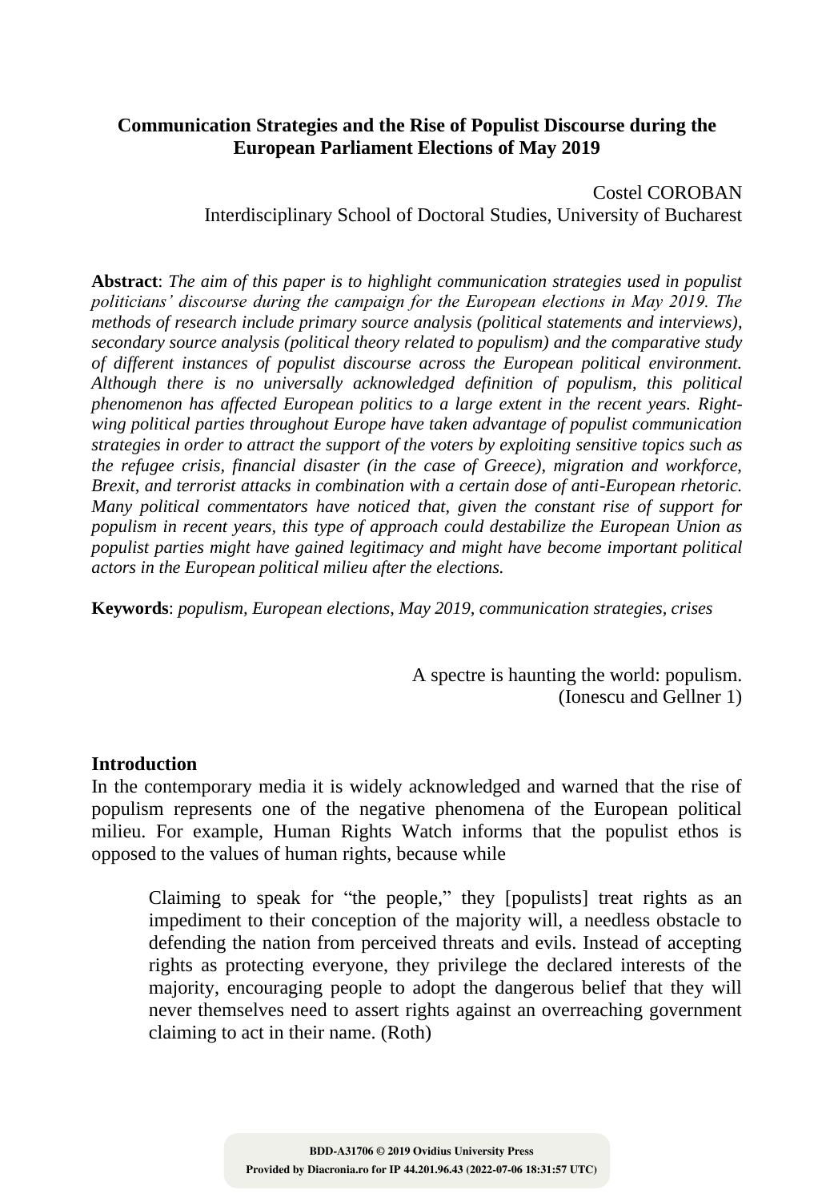# Communication Strategies and the Rise of Populist Discourse during the European Parliament Elections of May 2019

Costel COROBAN
Interdisciplinary School of Doctoral Studies, University of Bucharest

**Abstract**: *The aim of this paper is to highlight communication strategies used in populist politicians' discourse during the campaign for the European elections in May 2019. The methods of research include primary source analysis (political statements and interviews), secondary source analysis (political theory related to populism) and the comparative study of different instances of populist discourse across the European political environment. Although there is no universally acknowledged definition of populism, this political phenomenon has affected European politics to a large extent in the recent years. Right-wing political parties throughout Europe have taken advantage of populist communication strategies in order to attract the support of the voters by exploiting sensitive topics such as the refugee crisis, financial disaster (in the case of Greece), migration and workforce, Brexit, and terrorist attacks in combination with a certain dose of anti-European rhetoric. Many political commentators have noticed that, given the constant rise of support for populism in recent years, this type of approach could destabilize the European Union as populist parties might have gained legitimacy and might have become important political actors in the European political milieu after the elections.*

**Keywords**: *populism, European elections, May 2019, communication strategies, crises*

> A spectre is haunting the world: populism.
> (Ionescu and Gellner 1)

## Introduction

In the contemporary media it is widely acknowledged and warned that the rise of populism represents one of the negative phenomena of the European political milieu. For example, Human Rights Watch informs that the populist ethos is opposed to the values of human rights, because while

> Claiming to speak for "the people," they [populists] treat rights as an impediment to their conception of the majority will, a needless obstacle to defending the nation from perceived threats and evils. Instead of accepting rights as protecting everyone, they privilege the declared interests of the majority, encouraging people to adopt the dangerous belief that they will never themselves need to assert rights against an overreaching government claiming to act in their name. (Roth)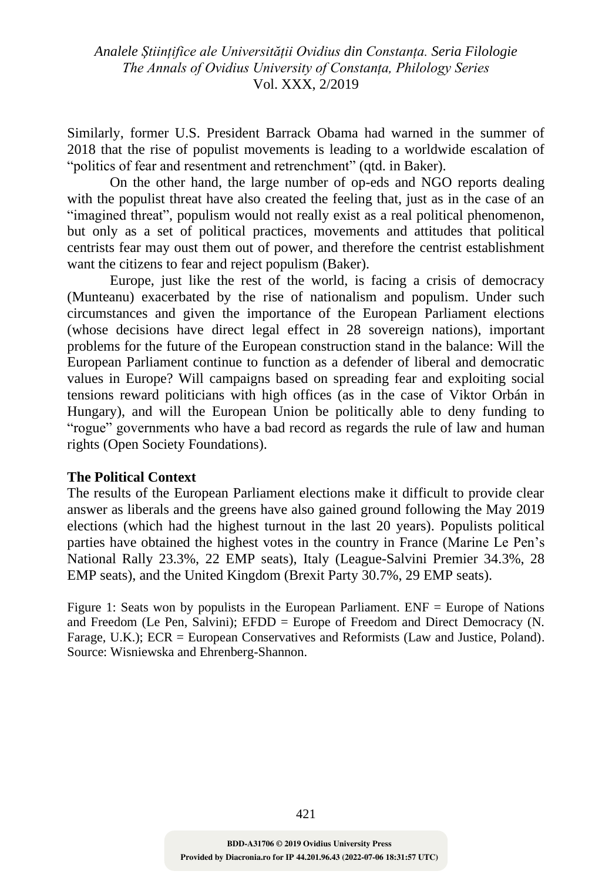Similarly, former U.S. President Barrack Obama had warned in the summer of 2018 that the rise of populist movements is leading to a worldwide escalation of "politics of fear and resentment and retrenchment" (qtd. in Baker).

On the other hand, the large number of op-eds and NGO reports dealing with the populist threat have also created the feeling that, just as in the case of an "imagined threat", populism would not really exist as a real political phenomenon, but only as a set of political practices, movements and attitudes that political centrists fear may oust them out of power, and therefore the centrist establishment want the citizens to fear and reject populism (Baker).

Europe, just like the rest of the world, is facing a crisis of democracy (Munteanu) exacerbated by the rise of nationalism and populism. Under such circumstances and given the importance of the European Parliament elections (whose decisions have direct legal effect in 28 sovereign nations), important problems for the future of the European construction stand in the balance: Will the European Parliament continue to function as a defender of liberal and democratic values in Europe? Will campaigns based on spreading fear and exploiting social tensions reward politicians with high offices (as in the case of Viktor Orbán in Hungary), and will the European Union be politically able to deny funding to "rogue" governments who have a bad record as regards the rule of law and human rights (Open Society Foundations).

**The Political Context**

The results of the European Parliament elections make it difficult to provide clear answer as liberals and the greens have also gained ground following the May 2019 elections (which had the highest turnout in the last 20 years). Populists political parties have obtained the highest votes in the country in France (Marine Le Pen's National Rally 23.3%, 22 EMP seats), Italy (League-Salvini Premier 34.3%, 28 EMP seats), and the United Kingdom (Brexit Party 30.7%, 29 EMP seats).

Figure 1: Seats won by populists in the European Parliament. ENF = Europe of Nations and Freedom (Le Pen, Salvini); EFDD = Europe of Freedom and Direct Democracy (N. Farage, U.K.); ECR = European Conservatives and Reformists (Law and Justice, Poland). Source: Wisniewska and Ehrenberg-Shannon.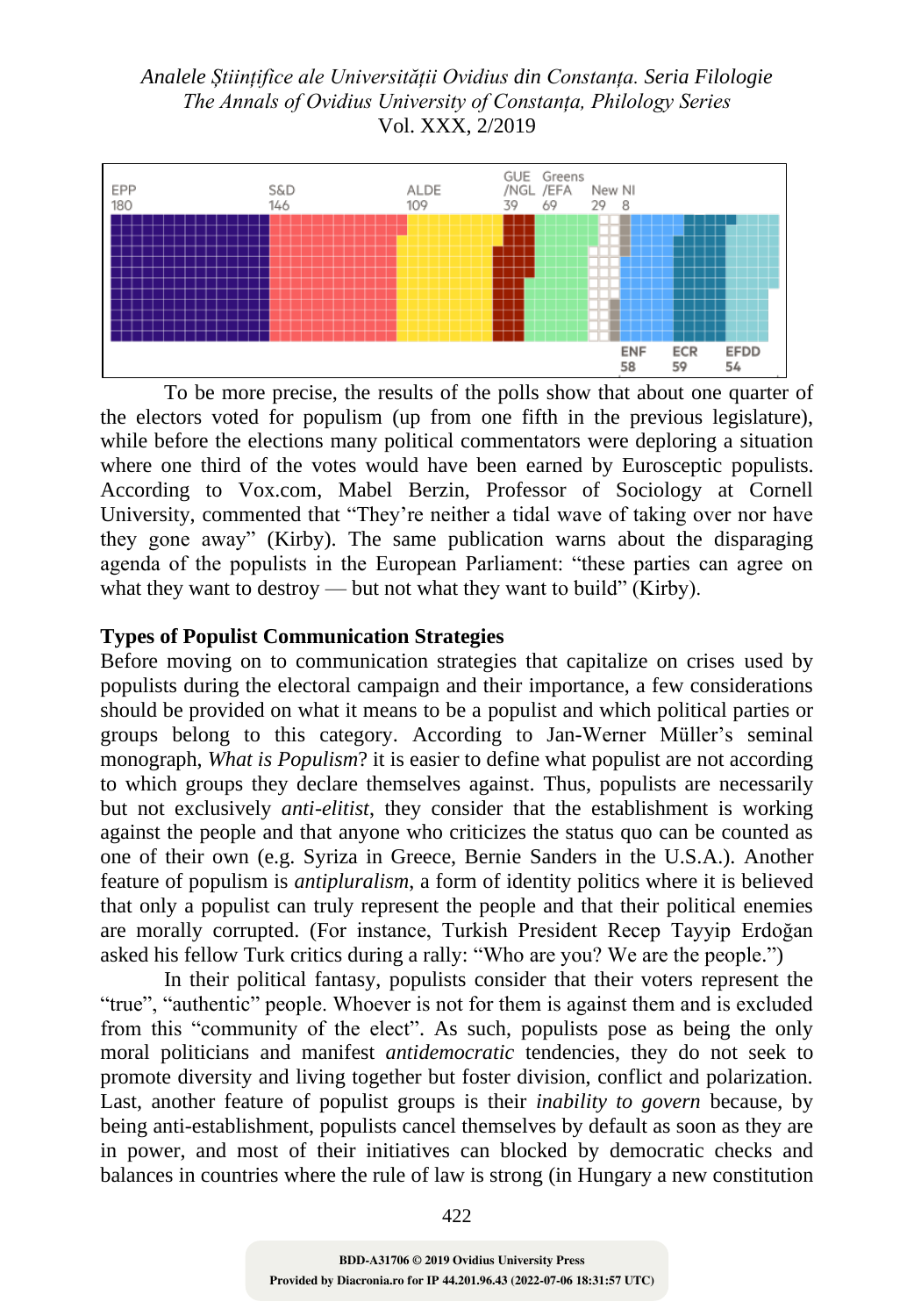To be more precise, the results of the polls show that about one quarter of the electors voted for populism (up from one fifth in the previous legislature), while before the elections many political commentators were deploring a situation where one third of the votes would have been earned by Eurosceptic populists. According to Vox.com, Mabel Berzin, Professor of Sociology at Cornell University, commented that "They're neither a tidal wave of taking over nor have they gone away" (Kirby). The same publication warns about the disparaging agenda of the populists in the European Parliament: "these parties can agree on what they want to destroy — but not what they want to build" (Kirby).

### Types of Populist Communication Strategies

Before moving on to communication strategies that capitalize on crises used by populists during the electoral campaign and their importance, a few considerations should be provided on what it means to be a populist and which political parties or groups belong to this category. According to Jan-Werner Müller's seminal monograph, *What is Populism*? it is easier to define what populist are not according to which groups they declare themselves against. Thus, populists are necessarily but not exclusively *anti-elitist*, they consider that the establishment is working against the people and that anyone who criticizes the status quo can be counted as one of their own (e.g. Syriza in Greece, Bernie Sanders in the U.S.A.). Another feature of populism is *antipluralism*, a form of identity politics where it is believed that only a populist can truly represent the people and that their political enemies are morally corrupted. (For instance, Turkish President Recep Tayyip Erdoğan asked his fellow Turk critics during a rally: "Who are you? We are the people.")

In their political fantasy, populists consider that their voters represent the "true", "authentic" people. Whoever is not for them is against them and is excluded from this "community of the elect". As such, populists pose as being the only moral politicians and manifest *antidemocratic* tendencies, they do not seek to promote diversity and living together but foster division, conflict and polarization. Last, another feature of populist groups is their *inability to govern* because, by being anti-establishment, populists cancel themselves by default as soon as they are in power, and most of their initiatives can blocked by democratic checks and balances in countries where the rule of law is strong (in Hungary a new constitution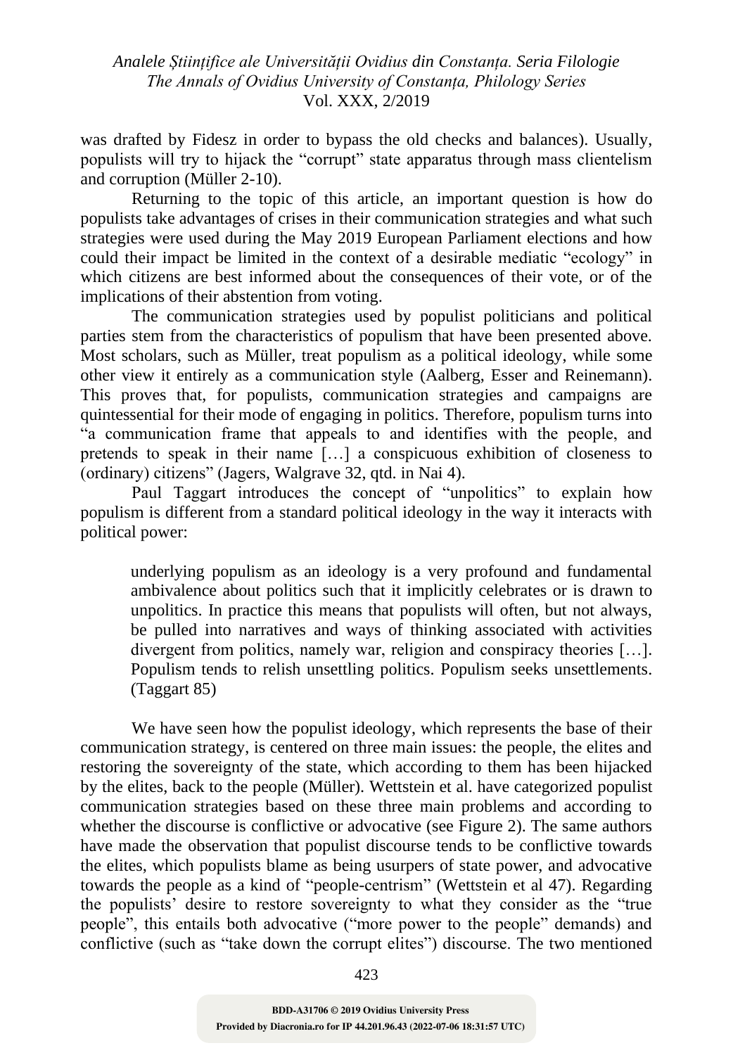was drafted by Fidesz in order to bypass the old checks and balances). Usually, populists will try to hijack the "corrupt" state apparatus through mass clientelism and corruption (Müller 2-10).

Returning to the topic of this article, an important question is how do populists take advantages of crises in their communication strategies and what such strategies were used during the May 2019 European Parliament elections and how could their impact be limited in the context of a desirable mediatic "ecology" in which citizens are best informed about the consequences of their vote, or of the implications of their abstention from voting.

The communication strategies used by populist politicians and political parties stem from the characteristics of populism that have been presented above. Most scholars, such as Müller, treat populism as a political ideology, while some other view it entirely as a communication style (Aalberg, Esser and Reinemann). This proves that, for populists, communication strategies and campaigns are quintessential for their mode of engaging in politics. Therefore, populism turns into "a communication frame that appeals to and identifies with the people, and pretends to speak in their name […] a conspicuous exhibition of closeness to (ordinary) citizens" (Jagers, Walgrave 32, qtd. in Nai 4).

Paul Taggart introduces the concept of "unpolitics" to explain how populism is different from a standard political ideology in the way it interacts with political power:

> underlying populism as an ideology is a very profound and fundamental ambivalence about politics such that it implicitly celebrates or is drawn to unpolitics. In practice this means that populists will often, but not always, be pulled into narratives and ways of thinking associated with activities divergent from politics, namely war, religion and conspiracy theories […]. Populism tends to relish unsettling politics. Populism seeks unsettlements. (Taggart 85)

We have seen how the populist ideology, which represents the base of their communication strategy, is centered on three main issues: the people, the elites and restoring the sovereignty of the state, which according to them has been hijacked by the elites, back to the people (Müller). Wettstein et al. have categorized populist communication strategies based on these three main problems and according to whether the discourse is conflictive or advocative (see Figure 2). The same authors have made the observation that populist discourse tends to be conflictive towards the elites, which populists blame as being usurpers of state power, and advocative towards the people as a kind of "people-centrism" (Wettstein et al 47). Regarding the populists' desire to restore sovereignty to what they consider as the "true people", this entails both advocative ("more power to the people" demands) and conflictive (such as "take down the corrupt elites") discourse. The two mentioned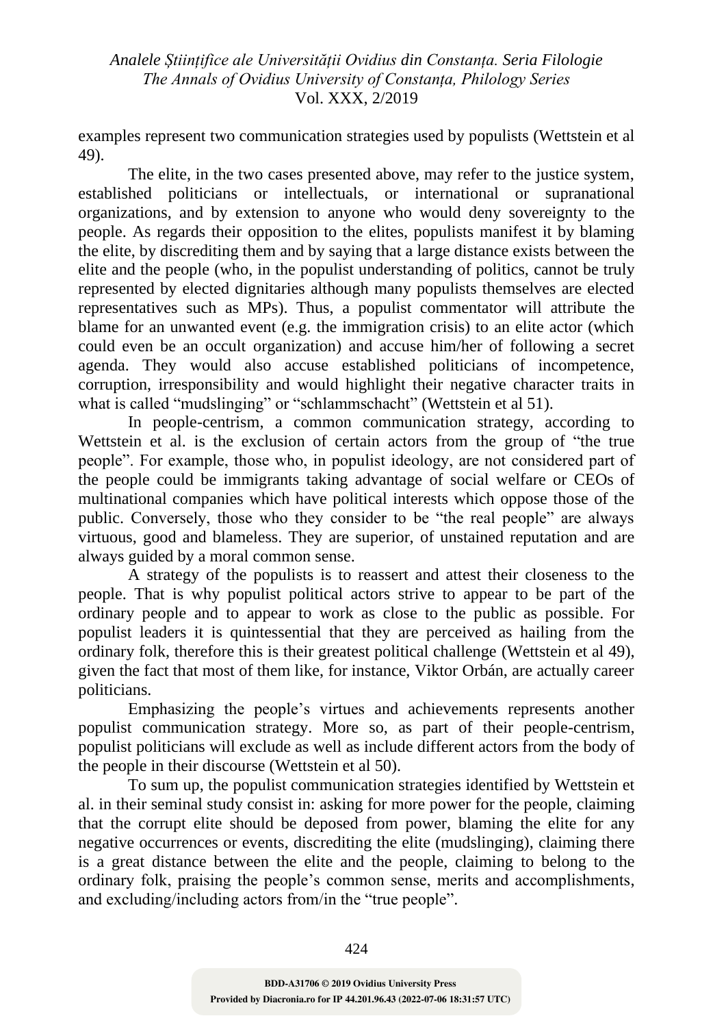examples represent two communication strategies used by populists (Wettstein et al 49).

The elite, in the two cases presented above, may refer to the justice system, established politicians or intellectuals, or international or supranational organizations, and by extension to anyone who would deny sovereignty to the people. As regards their opposition to the elites, populists manifest it by blaming the elite, by discrediting them and by saying that a large distance exists between the elite and the people (who, in the populist understanding of politics, cannot be truly represented by elected dignitaries although many populists themselves are elected representatives such as MPs). Thus, a populist commentator will attribute the blame for an unwanted event (e.g. the immigration crisis) to an elite actor (which could even be an occult organization) and accuse him/her of following a secret agenda. They would also accuse established politicians of incompetence, corruption, irresponsibility and would highlight their negative character traits in what is called "mudslinging" or "schlammschacht" (Wettstein et al 51).

In people-centrism, a common communication strategy, according to Wettstein et al. is the exclusion of certain actors from the group of "the true people". For example, those who, in populist ideology, are not considered part of the people could be immigrants taking advantage of social welfare or CEOs of multinational companies which have political interests which oppose those of the public. Conversely, those who they consider to be "the real people" are always virtuous, good and blameless. They are superior, of unstained reputation and are always guided by a moral common sense.

A strategy of the populists is to reassert and attest their closeness to the people. That is why populist political actors strive to appear to be part of the ordinary people and to appear to work as close to the public as possible. For populist leaders it is quintessential that they are perceived as hailing from the ordinary folk, therefore this is their greatest political challenge (Wettstein et al 49), given the fact that most of them like, for instance, Viktor Orbán, are actually career politicians.

Emphasizing the people's virtues and achievements represents another populist communication strategy. More so, as part of their people-centrism, populist politicians will exclude as well as include different actors from the body of the people in their discourse (Wettstein et al 50).

To sum up, the populist communication strategies identified by Wettstein et al. in their seminal study consist in: asking for more power for the people, claiming that the corrupt elite should be deposed from power, blaming the elite for any negative occurrences or events, discrediting the elite (mudslinging), claiming there is a great distance between the elite and the people, claiming to belong to the ordinary folk, praising the people's common sense, merits and accomplishments, and excluding/including actors from/in the "true people".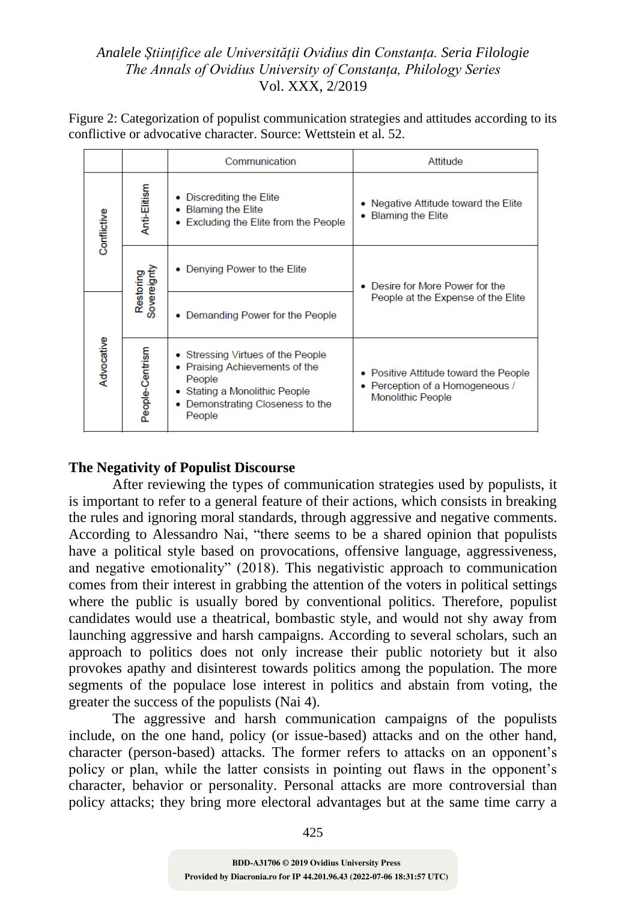Figure 2: Categorization of populist communication strategies and attitudes according to its conflictive or advocative character. Source: Wettstein et al. 52.

| | | Communication | Attitude |
|---|---|---|---|
| Conflictive | Anti-Elitism | • Discrediting the Elite<br>• Blaming the Elite<br>• Excluding the Elite from the People | • Negative Attitude toward the Elite<br>• Blaming the Elite |
| Conflictive | Restoring Sovereignty | • Denying Power to the Elite | • Desire for More Power for the People at the Expense of the Elite |
| Advocative | Restoring Sovereignty | • Demanding Power for the People | |
| Advocative | People-Centrism | • Stressing Virtues of the People<br>• Praising Achievements of the People<br>• Stating a Monolithic People<br>• Demonstrating Closeness to the People | • Positive Attitude toward the People<br>• Perception of a Homogeneous / Monolithic People |

## The Negativity of Populist Discourse

After reviewing the types of communication strategies used by populists, it is important to refer to a general feature of their actions, which consists in breaking the rules and ignoring moral standards, through aggressive and negative comments. According to Alessandro Nai, "there seems to be a shared opinion that populists have a political style based on provocations, offensive language, aggressiveness, and negative emotionality" (2018). This negativistic approach to communication comes from their interest in grabbing the attention of the voters in political settings where the public is usually bored by conventional politics. Therefore, populist candidates would use a theatrical, bombastic style, and would not shy away from launching aggressive and harsh campaigns. According to several scholars, such an approach to politics does not only increase their public notoriety but it also provokes apathy and disinterest towards politics among the population. The more segments of the populace lose interest in politics and abstain from voting, the greater the success of the populists (Nai 4).

The aggressive and harsh communication campaigns of the populists include, on the one hand, policy (or issue-based) attacks and on the other hand, character (person-based) attacks. The former refers to attacks on an opponent's policy or plan, while the latter consists in pointing out flaws in the opponent's character, behavior or personality. Personal attacks are more controversial than policy attacks; they bring more electoral advantages but at the same time carry a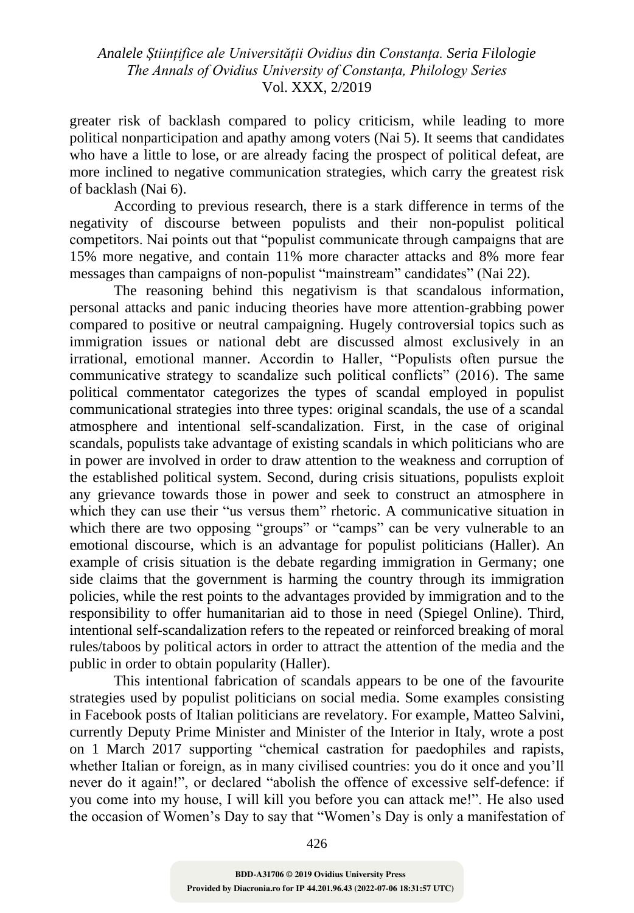greater risk of backlash compared to policy criticism, while leading to more political nonparticipation and apathy among voters (Nai 5). It seems that candidates who have a little to lose, or are already facing the prospect of political defeat, are more inclined to negative communication strategies, which carry the greatest risk of backlash (Nai 6).

According to previous research, there is a stark difference in terms of the negativity of discourse between populists and their non-populist political competitors. Nai points out that "populist communicate through campaigns that are 15% more negative, and contain 11% more character attacks and 8% more fear messages than campaigns of non-populist "mainstream" candidates" (Nai 22).

The reasoning behind this negativism is that scandalous information, personal attacks and panic inducing theories have more attention-grabbing power compared to positive or neutral campaigning. Hugely controversial topics such as immigration issues or national debt are discussed almost exclusively in an irrational, emotional manner. Accordin to Haller, "Populists often pursue the communicative strategy to scandalize such political conflicts" (2016). The same political commentator categorizes the types of scandal employed in populist communicational strategies into three types: original scandals, the use of a scandal atmosphere and intentional self-scandalization. First, in the case of original scandals, populists take advantage of existing scandals in which politicians who are in power are involved in order to draw attention to the weakness and corruption of the established political system. Second, during crisis situations, populists exploit any grievance towards those in power and seek to construct an atmosphere in which they can use their "us versus them" rhetoric. A communicative situation in which there are two opposing "groups" or "camps" can be very vulnerable to an emotional discourse, which is an advantage for populist politicians (Haller). An example of crisis situation is the debate regarding immigration in Germany; one side claims that the government is harming the country through its immigration policies, while the rest points to the advantages provided by immigration and to the responsibility to offer humanitarian aid to those in need (Spiegel Online). Third, intentional self-scandalization refers to the repeated or reinforced breaking of moral rules/taboos by political actors in order to attract the attention of the media and the public in order to obtain popularity (Haller).

This intentional fabrication of scandals appears to be one of the favourite strategies used by populist politicians on social media. Some examples consisting in Facebook posts of Italian politicians are revelatory. For example, Matteo Salvini, currently Deputy Prime Minister and Minister of the Interior in Italy, wrote a post on 1 March 2017 supporting "chemical castration for paedophiles and rapists, whether Italian or foreign, as in many civilised countries: you do it once and you'll never do it again!", or declared "abolish the offence of excessive self-defence: if you come into my house, I will kill you before you can attack me!". He also used the occasion of Women's Day to say that "Women's Day is only a manifestation of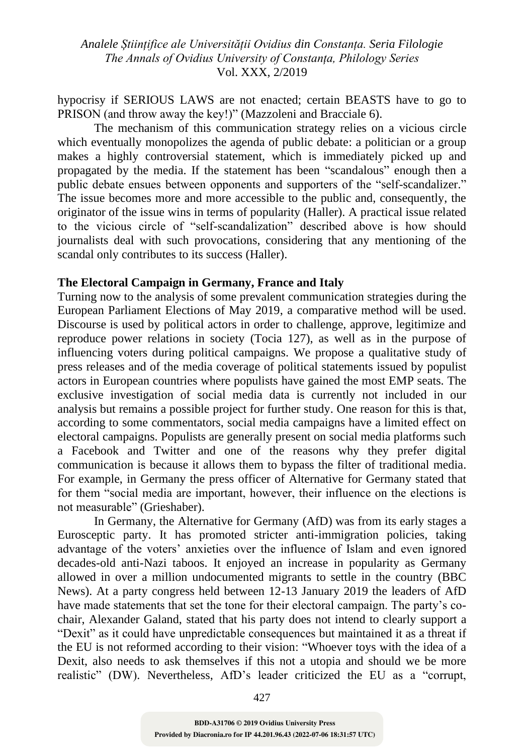hypocrisy if SERIOUS LAWS are not enacted; certain BEASTS have to go to PRISON (and throw away the key!)" (Mazzoleni and Bracciale 6).

The mechanism of this communication strategy relies on a vicious circle which eventually monopolizes the agenda of public debate: a politician or a group makes a highly controversial statement, which is immediately picked up and propagated by the media. If the statement has been "scandalous" enough then a public debate ensues between opponents and supporters of the "self-scandalizer." The issue becomes more and more accessible to the public and, consequently, the originator of the issue wins in terms of popularity (Haller). A practical issue related to the vicious circle of "self-scandalization" described above is how should journalists deal with such provocations, considering that any mentioning of the scandal only contributes to its success (Haller).

**The Electoral Campaign in Germany, France and Italy**

Turning now to the analysis of some prevalent communication strategies during the European Parliament Elections of May 2019, a comparative method will be used. Discourse is used by political actors in order to challenge, approve, legitimize and reproduce power relations in society (Tocia 127), as well as in the purpose of influencing voters during political campaigns. We propose a qualitative study of press releases and of the media coverage of political statements issued by populist actors in European countries where populists have gained the most EMP seats. The exclusive investigation of social media data is currently not included in our analysis but remains a possible project for further study. One reason for this is that, according to some commentators, social media campaigns have a limited effect on electoral campaigns. Populists are generally present on social media platforms such a Facebook and Twitter and one of the reasons why they prefer digital communication is because it allows them to bypass the filter of traditional media. For example, in Germany the press officer of Alternative for Germany stated that for them "social media are important, however, their influence on the elections is not measurable" (Grieshaber).

In Germany, the Alternative for Germany (AfD) was from its early stages a Eurosceptic party. It has promoted stricter anti-immigration policies, taking advantage of the voters' anxieties over the influence of Islam and even ignored decades-old anti-Nazi taboos. It enjoyed an increase in popularity as Germany allowed in over a million undocumented migrants to settle in the country (BBC News). At a party congress held between 12-13 January 2019 the leaders of AfD have made statements that set the tone for their electoral campaign. The party's co-chair, Alexander Galand, stated that his party does not intend to clearly support a "Dexit" as it could have unpredictable consequences but maintained it as a threat if the EU is not reformed according to their vision: "Whoever toys with the idea of a Dexit, also needs to ask themselves if this not a utopia and should we be more realistic" (DW). Nevertheless, AfD's leader criticized the EU as a "corrupt,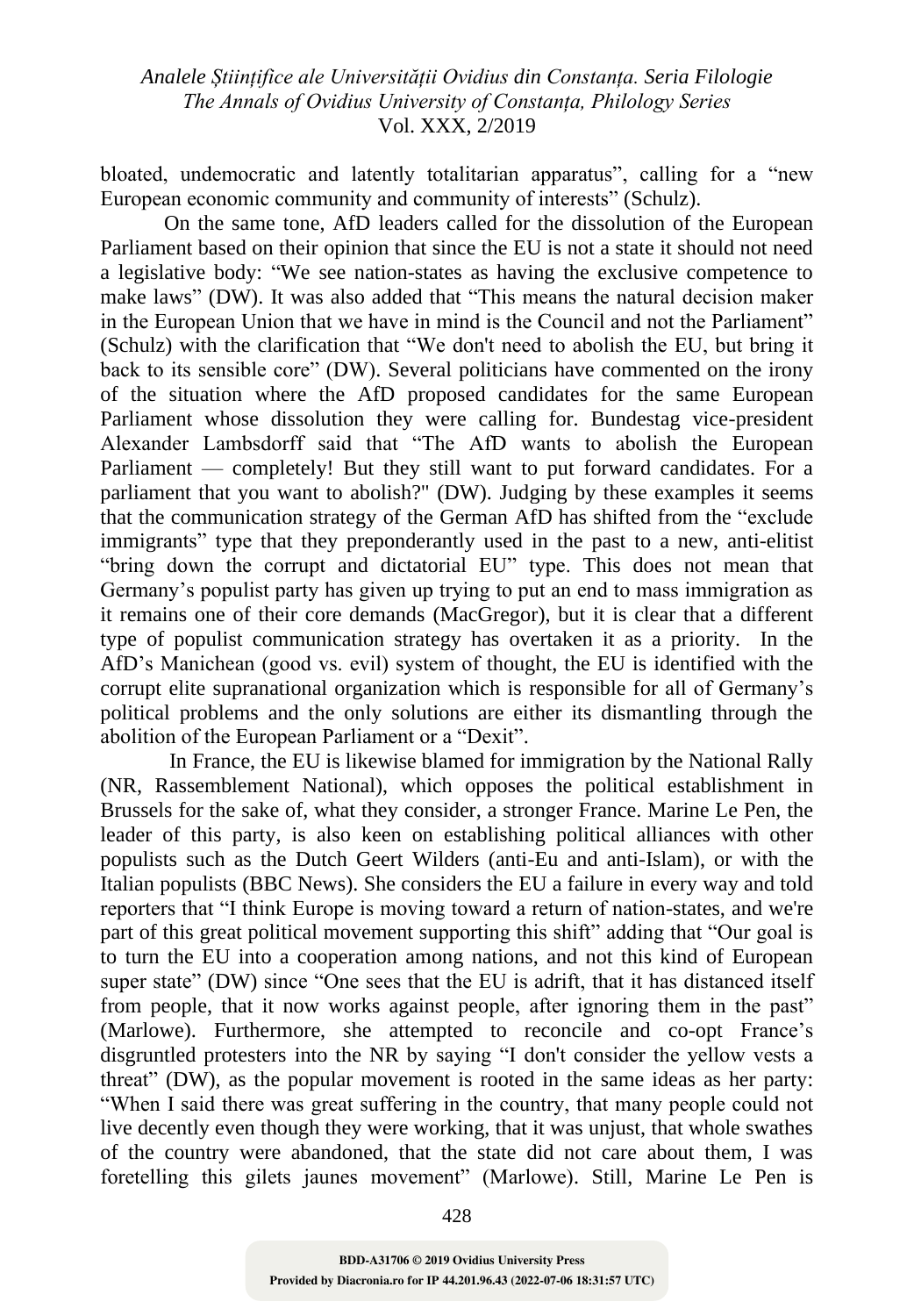bloated, undemocratic and latently totalitarian apparatus", calling for a "new European economic community and community of interests" (Schulz).

On the same tone, AfD leaders called for the dissolution of the European Parliament based on their opinion that since the EU is not a state it should not need a legislative body: "We see nation-states as having the exclusive competence to make laws" (DW). It was also added that "This means the natural decision maker in the European Union that we have in mind is the Council and not the Parliament" (Schulz) with the clarification that "We don't need to abolish the EU, but bring it back to its sensible core" (DW). Several politicians have commented on the irony of the situation where the AfD proposed candidates for the same European Parliament whose dissolution they were calling for. Bundestag vice-president Alexander Lambsdorff said that "The AfD wants to abolish the European Parliament — completely! But they still want to put forward candidates. For a parliament that you want to abolish?" (DW). Judging by these examples it seems that the communication strategy of the German AfD has shifted from the "exclude immigrants" type that they preponderantly used in the past to a new, anti-elitist "bring down the corrupt and dictatorial EU" type. This does not mean that Germany's populist party has given up trying to put an end to mass immigration as it remains one of their core demands (MacGregor), but it is clear that a different type of populist communication strategy has overtaken it as a priority. In the AfD's Manichean (good vs. evil) system of thought, the EU is identified with the corrupt elite supranational organization which is responsible for all of Germany's political problems and the only solutions are either its dismantling through the abolition of the European Parliament or a "Dexit".

In France, the EU is likewise blamed for immigration by the National Rally (NR, Rassemblement National), which opposes the political establishment in Brussels for the sake of, what they consider, a stronger France. Marine Le Pen, the leader of this party, is also keen on establishing political alliances with other populists such as the Dutch Geert Wilders (anti-Eu and anti-Islam), or with the Italian populists (BBC News). She considers the EU a failure in every way and told reporters that "I think Europe is moving toward a return of nation-states, and we're part of this great political movement supporting this shift" adding that "Our goal is to turn the EU into a cooperation among nations, and not this kind of European super state" (DW) since "One sees that the EU is adrift, that it has distanced itself from people, that it now works against people, after ignoring them in the past" (Marlowe). Furthermore, she attempted to reconcile and co-opt France's disgruntled protesters into the NR by saying "I don't consider the yellow vests a threat" (DW), as the popular movement is rooted in the same ideas as her party: "When I said there was great suffering in the country, that many people could not live decently even though they were working, that it was unjust, that whole swathes of the country were abandoned, that the state did not care about them, I was foretelling this gilets jaunes movement" (Marlowe). Still, Marine Le Pen is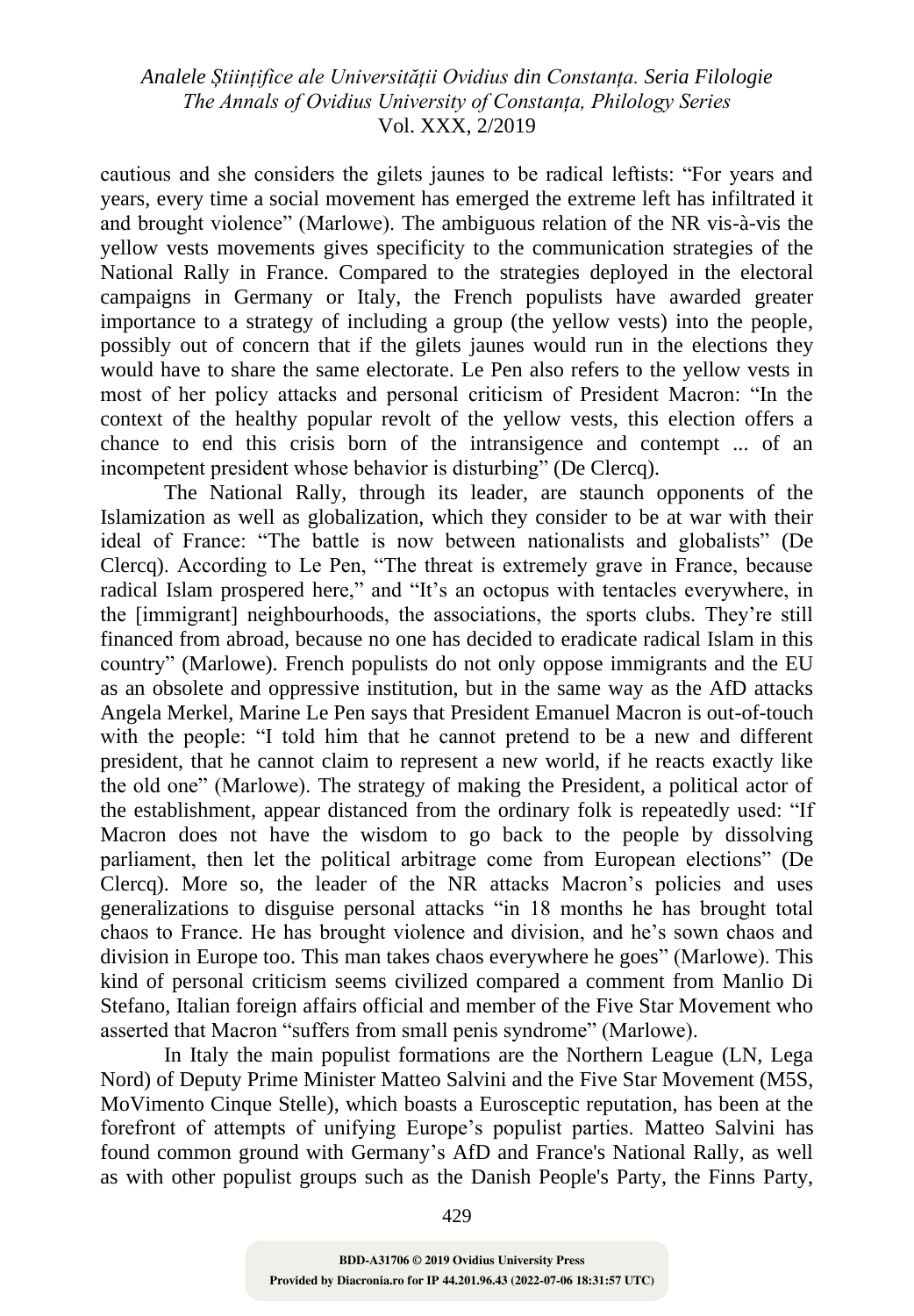cautious and she considers the gilets jaunes to be radical leftists: "For years and years, every time a social movement has emerged the extreme left has infiltrated it and brought violence" (Marlowe). The ambiguous relation of the NR vis-à-vis the yellow vests movements gives specificity to the communication strategies of the National Rally in France. Compared to the strategies deployed in the electoral campaigns in Germany or Italy, the French populists have awarded greater importance to a strategy of including a group (the yellow vests) into the people, possibly out of concern that if the gilets jaunes would run in the elections they would have to share the same electorate. Le Pen also refers to the yellow vests in most of her policy attacks and personal criticism of President Macron: "In the context of the healthy popular revolt of the yellow vests, this election offers a chance to end this crisis born of the intransigence and contempt ... of an incompetent president whose behavior is disturbing" (De Clercq).

The National Rally, through its leader, are staunch opponents of the Islamization as well as globalization, which they consider to be at war with their ideal of France: "The battle is now between nationalists and globalists" (De Clercq). According to Le Pen, "The threat is extremely grave in France, because radical Islam prospered here," and "It's an octopus with tentacles everywhere, in the [immigrant] neighbourhoods, the associations, the sports clubs. They're still financed from abroad, because no one has decided to eradicate radical Islam in this country" (Marlowe). French populists do not only oppose immigrants and the EU as an obsolete and oppressive institution, but in the same way as the AfD attacks Angela Merkel, Marine Le Pen says that President Emanuel Macron is out-of-touch with the people: "I told him that he cannot pretend to be a new and different president, that he cannot claim to represent a new world, if he reacts exactly like the old one" (Marlowe). The strategy of making the President, a political actor of the establishment, appear distanced from the ordinary folk is repeatedly used: "If Macron does not have the wisdom to go back to the people by dissolving parliament, then let the political arbitrage come from European elections" (De Clercq). More so, the leader of the NR attacks Macron's policies and uses generalizations to disguise personal attacks "in 18 months he has brought total chaos to France. He has brought violence and division, and he's sown chaos and division in Europe too. This man takes chaos everywhere he goes" (Marlowe). This kind of personal criticism seems civilized compared a comment from Manlio Di Stefano, Italian foreign affairs official and member of the Five Star Movement who asserted that Macron "suffers from small penis syndrome" (Marlowe).

In Italy the main populist formations are the Northern League (LN, Lega Nord) of Deputy Prime Minister Matteo Salvini and the Five Star Movement (M5S, MoVimento Cinque Stelle), which boasts a Eurosceptic reputation, has been at the forefront of attempts of unifying Europe's populist parties. Matteo Salvini has found common ground with Germany's AfD and France's National Rally, as well as with other populist groups such as the Danish People's Party, the Finns Party,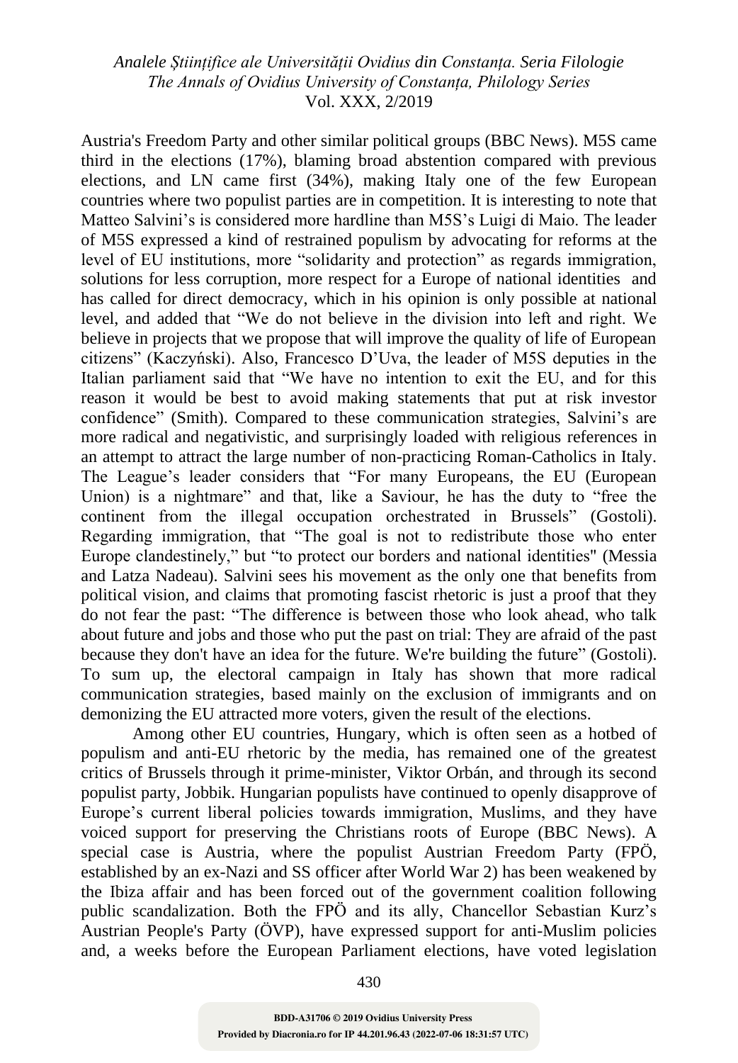Austria's Freedom Party and other similar political groups (BBC News). M5S came third in the elections (17%), blaming broad abstention compared with previous elections, and LN came first (34%), making Italy one of the few European countries where two populist parties are in competition. It is interesting to note that Matteo Salvini's is considered more hardline than M5S's Luigi di Maio. The leader of M5S expressed a kind of restrained populism by advocating for reforms at the level of EU institutions, more "solidarity and protection" as regards immigration, solutions for less corruption, more respect for a Europe of national identities and has called for direct democracy, which in his opinion is only possible at national level, and added that "We do not believe in the division into left and right. We believe in projects that we propose that will improve the quality of life of European citizens" (Kaczyński). Also, Francesco D'Uva, the leader of M5S deputies in the Italian parliament said that "We have no intention to exit the EU, and for this reason it would be best to avoid making statements that put at risk investor confidence" (Smith). Compared to these communication strategies, Salvini's are more radical and negativistic, and surprisingly loaded with religious references in an attempt to attract the large number of non-practicing Roman-Catholics in Italy. The League's leader considers that "For many Europeans, the EU (European Union) is a nightmare" and that, like a Saviour, he has the duty to "free the continent from the illegal occupation orchestrated in Brussels" (Gostoli). Regarding immigration, that "The goal is not to redistribute those who enter Europe clandestinely," but "to protect our borders and national identities" (Messia and Latza Nadeau). Salvini sees his movement as the only one that benefits from political vision, and claims that promoting fascist rhetoric is just a proof that they do not fear the past: "The difference is between those who look ahead, who talk about future and jobs and those who put the past on trial: They are afraid of the past because they don't have an idea for the future. We're building the future" (Gostoli). To sum up, the electoral campaign in Italy has shown that more radical communication strategies, based mainly on the exclusion of immigrants and on demonizing the EU attracted more voters, given the result of the elections.

Among other EU countries, Hungary, which is often seen as a hotbed of populism and anti-EU rhetoric by the media, has remained one of the greatest critics of Brussels through it prime-minister, Viktor Orbán, and through its second populist party, Jobbik. Hungarian populists have continued to openly disapprove of Europe's current liberal policies towards immigration, Muslims, and they have voiced support for preserving the Christians roots of Europe (BBC News). A special case is Austria, where the populist Austrian Freedom Party (FPÖ, established by an ex-Nazi and SS officer after World War 2) has been weakened by the Ibiza affair and has been forced out of the government coalition following public scandalization. Both the FPÖ and its ally, Chancellor Sebastian Kurz's Austrian People's Party (ÖVP), have expressed support for anti-Muslim policies and, a weeks before the European Parliament elections, have voted legislation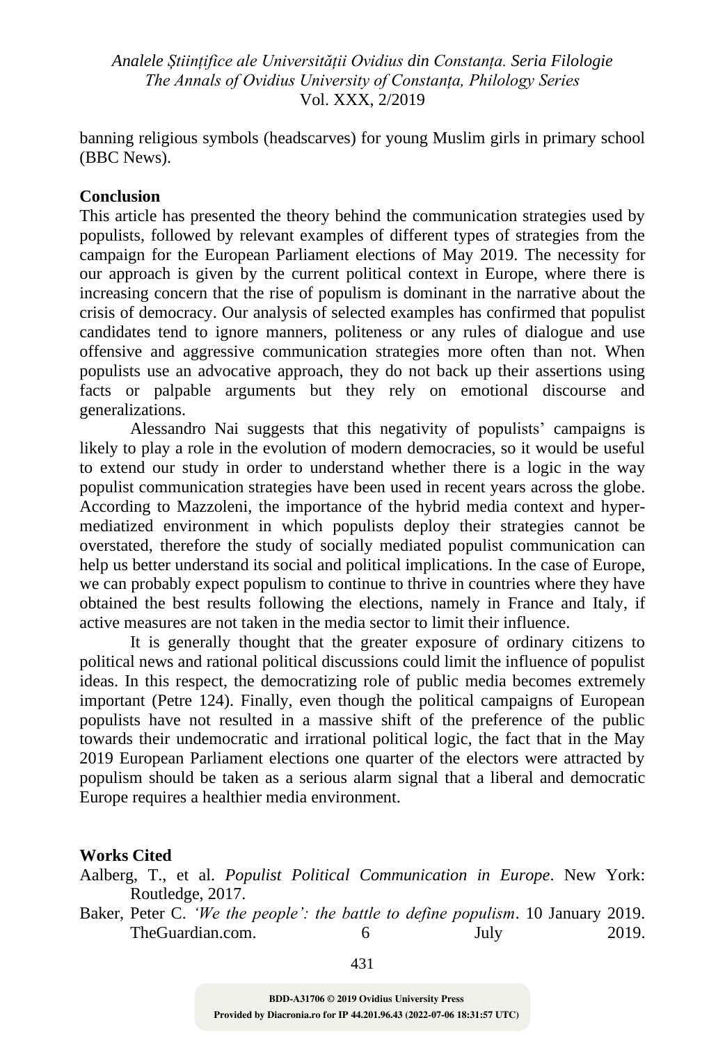banning religious symbols (headscarves) for young Muslim girls in primary school (BBC News).

## Conclusion

This article has presented the theory behind the communication strategies used by populists, followed by relevant examples of different types of strategies from the campaign for the European Parliament elections of May 2019. The necessity for our approach is given by the current political context in Europe, where there is increasing concern that the rise of populism is dominant in the narrative about the crisis of democracy. Our analysis of selected examples has confirmed that populist candidates tend to ignore manners, politeness or any rules of dialogue and use offensive and aggressive communication strategies more often than not. When populists use an advocative approach, they do not back up their assertions using facts or palpable arguments but they rely on emotional discourse and generalizations.

Alessandro Nai suggests that this negativity of populists' campaigns is likely to play a role in the evolution of modern democracies, so it would be useful to extend our study in order to understand whether there is a logic in the way populist communication strategies have been used in recent years across the globe. According to Mazzoleni, the importance of the hybrid media context and hyper-mediatized environment in which populists deploy their strategies cannot be overstated, therefore the study of socially mediated populist communication can help us better understand its social and political implications. In the case of Europe, we can probably expect populism to continue to thrive in countries where they have obtained the best results following the elections, namely in France and Italy, if active measures are not taken in the media sector to limit their influence.

It is generally thought that the greater exposure of ordinary citizens to political news and rational political discussions could limit the influence of populist ideas. In this respect, the democratizing role of public media becomes extremely important (Petre 124). Finally, even though the political campaigns of European populists have not resulted in a massive shift of the preference of the public towards their undemocratic and irrational political logic, the fact that in the May 2019 European Parliament elections one quarter of the electors were attracted by populism should be taken as a serious alarm signal that a liberal and democratic Europe requires a healthier media environment.

## Works Cited

Aalberg, T., et al. *Populist Political Communication in Europe*. New York: Routledge, 2017.

Baker, Peter C. *'We the people': the battle to define populism*. 10 January 2019. TheGuardian.com. 6 July 2019.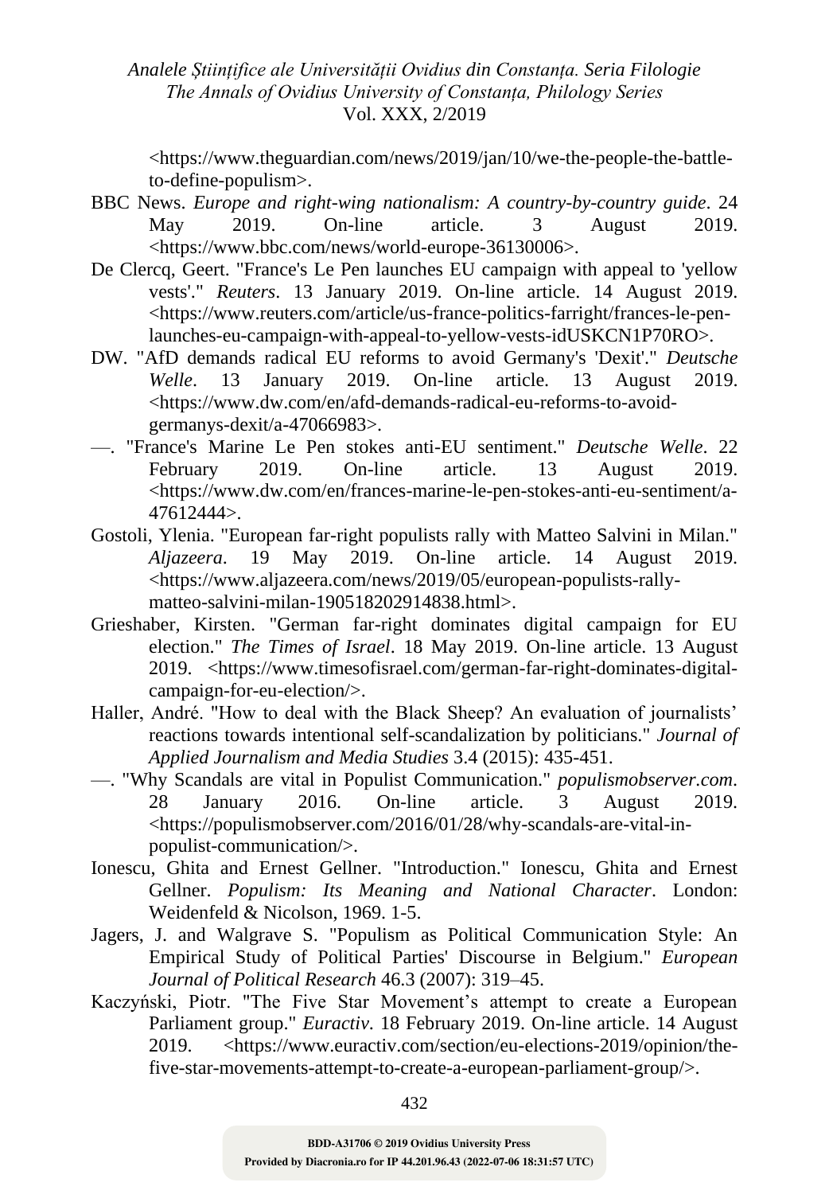<https://www.theguardian.com/news/2019/jan/10/we-the-people-the-battle-to-define-populism>.

BBC News. *Europe and right-wing nationalism: A country-by-country guide*. 24 May 2019. On-line article. 3 August 2019. <https://www.bbc.com/news/world-europe-36130006>.

De Clercq, Geert. "France's Le Pen launches EU campaign with appeal to 'yellow vests'." *Reuters*. 13 January 2019. On-line article. 14 August 2019. <https://www.reuters.com/article/us-france-politics-farright/frances-le-pen-launches-eu-campaign-with-appeal-to-yellow-vests-idUSKCN1P70RO>.

DW. "AfD demands radical EU reforms to avoid Germany's 'Dexit'." *Deutsche Welle*. 13 January 2019. On-line article. 13 August 2019. <https://www.dw.com/en/afd-demands-radical-eu-reforms-to-avoid-germanys-dexit/a-47066983>.

—. "France's Marine Le Pen stokes anti-EU sentiment." *Deutsche Welle*. 22 February 2019. On-line article. 13 August 2019. <https://www.dw.com/en/frances-marine-le-pen-stokes-anti-eu-sentiment/a-47612444>.

Gostoli, Ylenia. "European far-right populists rally with Matteo Salvini in Milan." *Aljazeera*. 19 May 2019. On-line article. 14 August 2019. <https://www.aljazeera.com/news/2019/05/european-populists-rally-matteo-salvini-milan-190518202914838.html>.

Grieshaber, Kirsten. "German far-right dominates digital campaign for EU election." *The Times of Israel*. 18 May 2019. On-line article. 13 August 2019. <https://www.timesofisrael.com/german-far-right-dominates-digital-campaign-for-eu-election/>.

Haller, André. "How to deal with the Black Sheep? An evaluation of journalists' reactions towards intentional self-scandalization by politicians." *Journal of Applied Journalism and Media Studies* 3.4 (2015): 435-451.

—. "Why Scandals are vital in Populist Communication." *populismobserver.com*. 28 January 2016. On-line article. 3 August 2019. <https://populismobserver.com/2016/01/28/why-scandals-are-vital-in-populist-communication/>.

Ionescu, Ghita and Ernest Gellner. "Introduction." Ionescu, Ghita and Ernest Gellner. *Populism: Its Meaning and National Character*. London: Weidenfeld & Nicolson, 1969. 1-5.

Jagers, J. and Walgrave S. "Populism as Political Communication Style: An Empirical Study of Political Parties' Discourse in Belgium." *European Journal of Political Research* 46.3 (2007): 319–45.

Kaczyński, Piotr. "The Five Star Movement's attempt to create a European Parliament group." *Euractiv*. 18 February 2019. On-line article. 14 August 2019. <https://www.euractiv.com/section/eu-elections-2019/opinion/the-five-star-movements-attempt-to-create-a-european-parliament-group/>.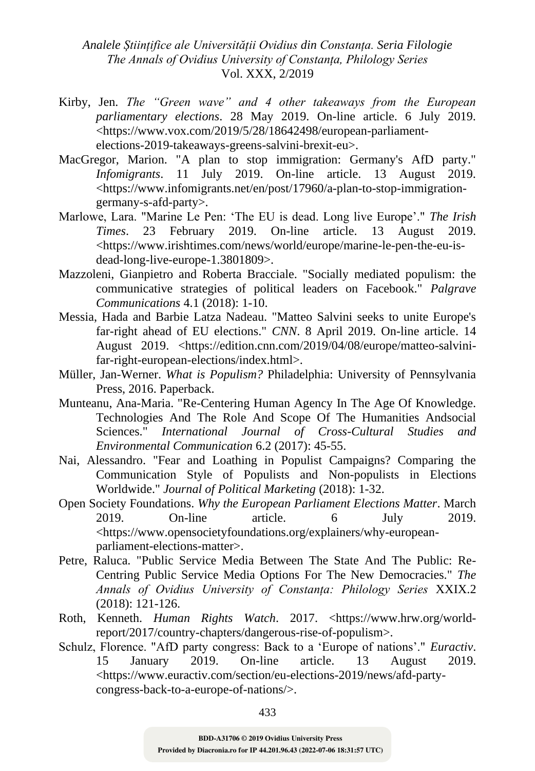Kirby, Jen. *The "Green wave" and 4 other takeaways from the European parliamentary elections*. 28 May 2019. On-line article. 6 July 2019. <https://www.vox.com/2019/5/28/18642498/european-parliament-elections-2019-takeaways-greens-salvini-brexit-eu>.

MacGregor, Marion. "A plan to stop immigration: Germany's AfD party." *Infomigrants*. 11 July 2019. On-line article. 13 August 2019. <https://www.infomigrants.net/en/post/17960/a-plan-to-stop-immigration-germany-s-afd-party>.

Marlowe, Lara. "Marine Le Pen: 'The EU is dead. Long live Europe'." *The Irish Times*. 23 February 2019. On-line article. 13 August 2019. <https://www.irishtimes.com/news/world/europe/marine-le-pen-the-eu-is-dead-long-live-europe-1.3801809>.

Mazzoleni, Gianpietro and Roberta Bracciale. "Socially mediated populism: the communicative strategies of political leaders on Facebook." *Palgrave Communications* 4.1 (2018): 1-10.

Messia, Hada and Barbie Latza Nadeau. "Matteo Salvini seeks to unite Europe's far-right ahead of EU elections." *CNN*. 8 April 2019. On-line article. 14 August 2019. <https://edition.cnn.com/2019/04/08/europe/matteo-salvini-far-right-european-elections/index.html>.

Müller, Jan-Werner. *What is Populism?* Philadelphia: University of Pennsylvania Press, 2016. Paperback.

Munteanu, Ana-Maria. "Re-Centering Human Agency In The Age Of Knowledge. Technologies And The Role And Scope Of The Humanities Andsocial Sciences." *International Journal of Cross-Cultural Studies and Environmental Communication* 6.2 (2017): 45-55.

Nai, Alessandro. "Fear and Loathing in Populist Campaigns? Comparing the Communication Style of Populists and Non-populists in Elections Worldwide." *Journal of Political Marketing* (2018): 1-32.

Open Society Foundations. *Why the European Parliament Elections Matter*. March 2019. On-line article. 6 July 2019. <https://www.opensocietyfoundations.org/explainers/why-european-parliament-elections-matter>.

Petre, Raluca. "Public Service Media Between The State And The Public: Re-Centring Public Service Media Options For The New Democracies." *The Annals of Ovidius University of Constanța: Philology Series* XXIX.2 (2018): 121-126.

Roth, Kenneth. *Human Rights Watch*. 2017. <https://www.hrw.org/world-report/2017/country-chapters/dangerous-rise-of-populism>.

Schulz, Florence. "AfD party congress: Back to a 'Europe of nations'." *Euractiv*. 15 January 2019. On-line article. 13 August 2019. <https://www.euractiv.com/section/eu-elections-2019/news/afd-party-congress-back-to-a-europe-of-nations/>.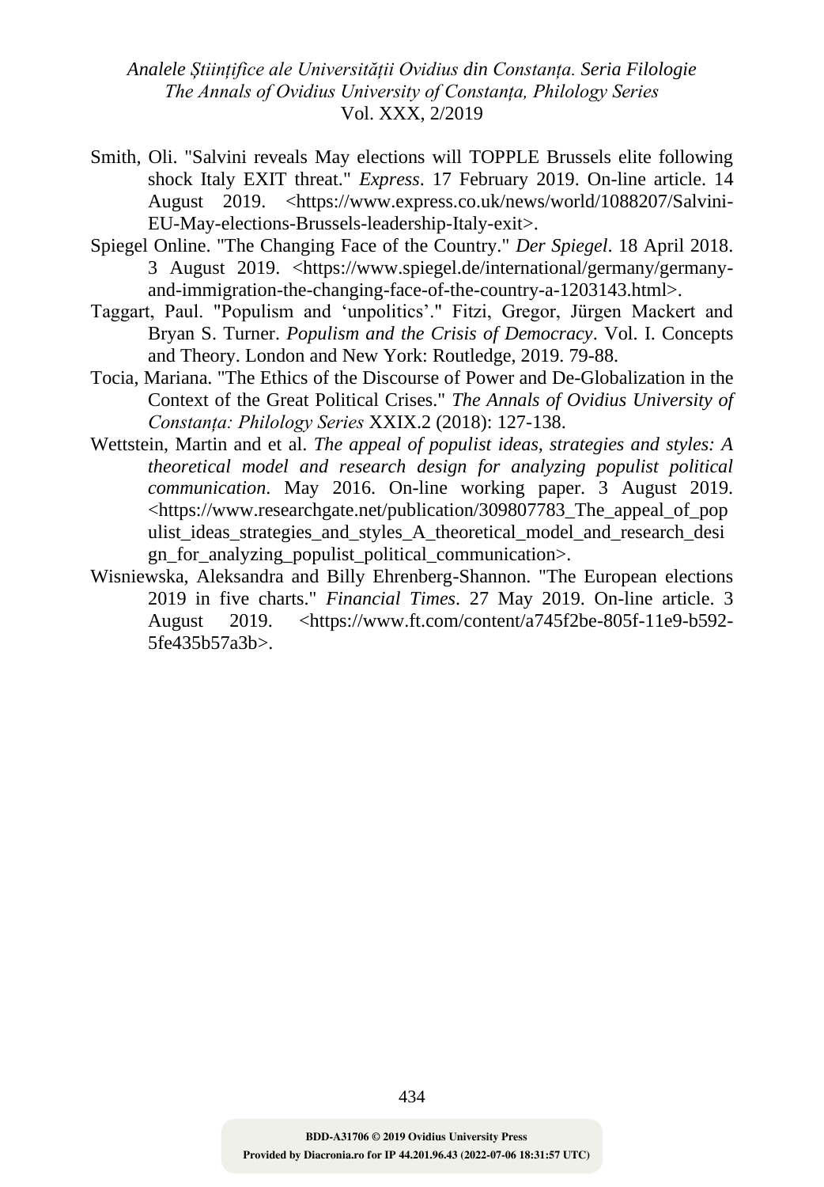Smith, Oli. "Salvini reveals May elections will TOPPLE Brussels elite following shock Italy EXIT threat." *Express*. 17 February 2019. On-line article. 14 August 2019. <https://www.express.co.uk/news/world/1088207/Salvini-EU-May-elections-Brussels-leadership-Italy-exit>.

Spiegel Online. "The Changing Face of the Country." *Der Spiegel*. 18 April 2018. 3 August 2019. <https://www.spiegel.de/international/germany/germany-and-immigration-the-changing-face-of-the-country-a-1203143.html>.

Taggart, Paul. "Populism and 'unpolitics'." Fitzi, Gregor, Jürgen Mackert and Bryan S. Turner. *Populism and the Crisis of Democracy*. Vol. I. Concepts and Theory. London and New York: Routledge, 2019. 79-88.

Tocia, Mariana. "The Ethics of the Discourse of Power and De-Globalization in the Context of the Great Political Crises." *The Annals of Ovidius University of Constanța: Philology Series* XXIX.2 (2018): 127-138.

Wettstein, Martin and et al. *The appeal of populist ideas, strategies and styles: A theoretical model and research design for analyzing populist political communication*. May 2016. On-line working paper. 3 August 2019. <https://www.researchgate.net/publication/309807783_The_appeal_of_populist_ideas_strategies_and_styles_A_theoretical_model_and_research_design_for_analyzing_populist_political_communication>.

Wisniewska, Aleksandra and Billy Ehrenberg-Shannon. "The European elections 2019 in five charts." *Financial Times*. 27 May 2019. On-line article. 3 August 2019. <https://www.ft.com/content/a745f2be-805f-11e9-b592-5fe435b57a3b>.